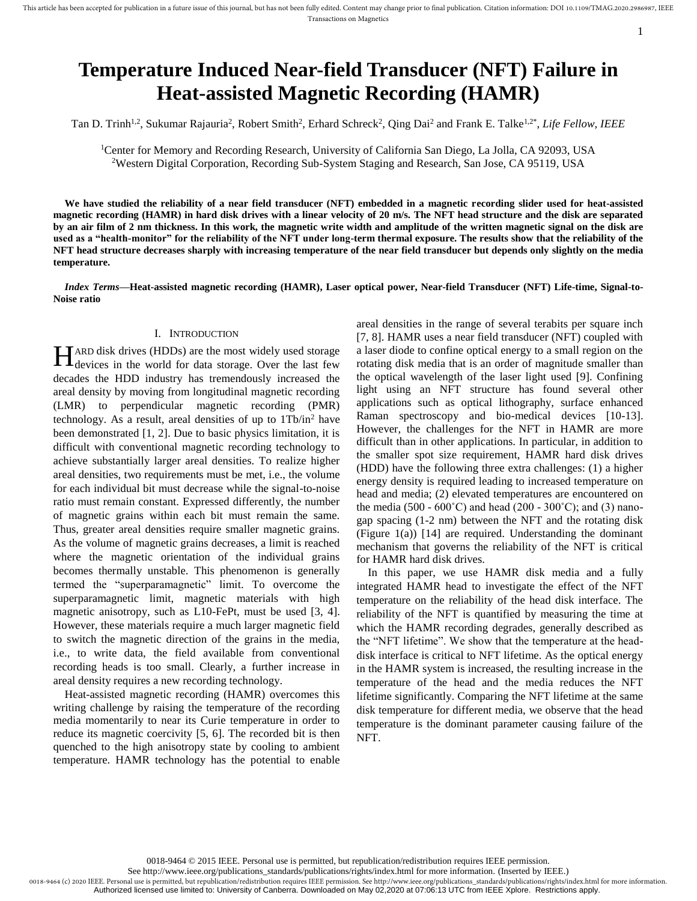# Temperature Induced Near-field Transducer (NFT) Failure in Heat-assisted Magnetic Recording (HAMR)

Tan D. Trinh[1,2], Sukumar Rajauria[2], Robert Smith[2], Erhard Schreck[2], Qing Dai[2] and Frank E. Talke[1,2*], *Life Fellow, IEEE*

[1]Center for Memory and Recording Research, University of California San Diego, La Jolla, CA 92093, USA
[2]Western Digital Corporation, Recording Sub-System Staging and Research, San Jose, CA 95119, USA

**We have studied the reliability of a near field transducer (NFT) embedded in a magnetic recording slider used for heat-assisted magnetic recording (HAMR) in hard disk drives with a linear velocity of 20 m/s. The NFT head structure and the disk are separated by an air film of 2 nm thickness. In this work, the magnetic write width and amplitude of the written magnetic signal on the disk are used as a "health-monitor" for the reliability of the NFT under long-term thermal exposure. The results show that the reliability of the NFT head structure decreases sharply with increasing temperature of the near field transducer but depends only slightly on the media temperature.**

***Index Terms*—Heat-assisted magnetic recording (HAMR), Laser optical power, Near-field Transducer (NFT) Life-time, Signal-to-Noise ratio**

## I. Introduction

Hard disk drives (HDDs) are the most widely used storage devices in the world for data storage. Over the last few decades the HDD industry has tremendously increased the areal density by moving from longitudinal magnetic recording (LMR) to perpendicular magnetic recording (PMR) technology. As a result, areal densities of up to 1Tb/in$^2$ have been demonstrated [1, 2]. Due to basic physics limitation, it is difficult with conventional magnetic recording technology to achieve substantially larger areal densities. To realize higher areal densities, two requirements must be met, i.e., the volume for each individual bit must decrease while the signal-to-noise ratio must remain constant. Expressed differently, the number of magnetic grains within each bit must remain the same. Thus, greater areal densities require smaller magnetic grains. As the volume of magnetic grains decreases, a limit is reached where the magnetic orientation of the individual grains becomes thermally unstable. This phenomenon is generally termed the "superparamagnetic" limit. To overcome the superparamagnetic limit, magnetic materials with high magnetic anisotropy, such as L10-FePt, must be used [3, 4]. However, these materials require a much larger magnetic field to switch the magnetic direction of the grains in the media, i.e., to write data, the field available from conventional recording heads is too small. Clearly, a further increase in areal density requires a new recording technology.

Heat-assisted magnetic recording (HAMR) overcomes this writing challenge by raising the temperature of the recording media momentarily to near its Curie temperature in order to reduce its magnetic coercivity [5, 6]. The recorded bit is then quenched to the high anisotropy state by cooling to ambient temperature. HAMR technology has the potential to enable areal densities in the range of several terabits per square inch [7, 8]. HAMR uses a near field transducer (NFT) coupled with a laser diode to confine optical energy to a small region on the rotating disk media that is an order of magnitude smaller than the optical wavelength of the laser light used [9]. Confining light using an NFT structure has found several other applications such as optical lithography, surface enhanced Raman spectroscopy and bio-medical devices [10-13]. However, the challenges for the NFT in HAMR are more difficult than in other applications. In particular, in addition to the smaller spot size requirement, HAMR hard disk drives (HDD) have the following three extra challenges: (1) a higher energy density is required leading to increased temperature on head and media; (2) elevated temperatures are encountered on the media (500 - 600˚C) and head (200 - 300˚C); and (3) nano-gap spacing (1-2 nm) between the NFT and the rotating disk (Figure 1(a)) [14] are required. Understanding the dominant mechanism that governs the reliability of the NFT is critical for HAMR hard disk drives.

In this paper, we use HAMR disk media and a fully integrated HAMR head to investigate the effect of the NFT temperature on the reliability of the head disk interface. The reliability of the NFT is quantified by measuring the time at which the HAMR recording degrades, generally described as the "NFT lifetime". We show that the temperature at the head-disk interface is critical to NFT lifetime. As the optical energy in the HAMR system is increased, the resulting increase in the temperature of the head and the media reduces the NFT lifetime significantly. Comparing the NFT lifetime at the same disk temperature for different media, we observe that the head temperature is the dominant parameter causing failure of the NFT.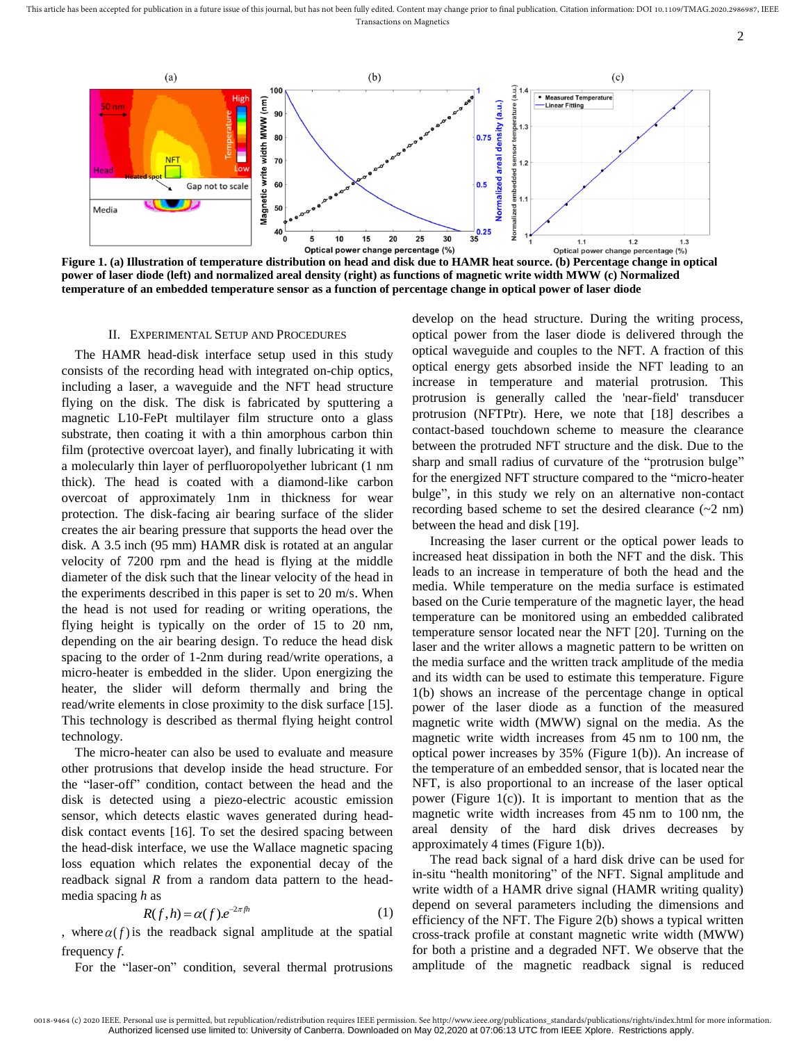**Figure 1. (a) Illustration of temperature distribution on head and disk due to HAMR heat source. (b) Percentage change in optical power of laser diode (left) and normalized areal density (right) as functions of magnetic write width MWW (c) Normalized temperature of an embedded temperature sensor as a function of percentage change in optical power of laser diode**

## II. Experimental Setup and Procedures

The HAMR head-disk interface setup used in this study consists of the recording head with integrated on-chip optics, including a laser, a waveguide and the NFT head structure flying on the disk. The disk is fabricated by sputtering a magnetic L10-FePt multilayer film structure onto a glass substrate, then coating it with a thin amorphous carbon thin film (protective overcoat layer), and finally lubricating it with a molecularly thin layer of perfluoropolyether lubricant (1 nm thick). The head is coated with a diamond-like carbon overcoat of approximately 1nm in thickness for wear protection. The disk-facing air bearing surface of the slider creates the air bearing pressure that supports the head over the disk. A 3.5 inch (95 mm) HAMR disk is rotated at an angular velocity of 7200 rpm and the head is flying at the middle diameter of the disk such that the linear velocity of the head in the experiments described in this paper is set to 20 m/s. When the head is not used for reading or writing operations, the flying height is typically on the order of 15 to 20 nm, depending on the air bearing design. To reduce the head disk spacing to the order of 1-2nm during read/write operations, a micro-heater is embedded in the slider. Upon energizing the heater, the slider will deform thermally and bring the read/write elements in close proximity to the disk surface [15]. This technology is described as thermal flying height control technology.

The micro-heater can also be used to evaluate and measure other protrusions that develop inside the head structure. For the "laser-off" condition, contact between the head and the disk is detected using a piezo-electric acoustic emission sensor, which detects elastic waves generated during head-disk contact events [16]. To set the desired spacing between the head-disk interface, we use the Wallace magnetic spacing loss equation which relates the exponential decay of the readback signal $R$ from a random data pattern to the head-media spacing $h$ as

$$R(f,h) = \alpha(f).e^{-2\pi fh} \tag{1}$$

, where $\alpha(f)$ is the readback signal amplitude at the spatial frequency $f$.

For the "laser-on" condition, several thermal protrusions develop on the head structure. During the writing process, optical power from the laser diode is delivered through the optical waveguide and couples to the NFT. A fraction of this optical energy gets absorbed inside the NFT leading to an increase in temperature and material protrusion. This protrusion is generally called the 'near-field' transducer protrusion (NFTPtr). Here, we note that [18] describes a contact-based touchdown scheme to measure the clearance between the protruded NFT structure and the disk. Due to the sharp and small radius of curvature of the "protrusion bulge" for the energized NFT structure compared to the "micro-heater bulge", in this study we rely on an alternative non-contact recording based scheme to set the desired clearance (~2 nm) between the head and disk [19].

Increasing the laser current or the optical power leads to increased heat dissipation in both the NFT and the disk. This leads to an increase in temperature of both the head and the media. While temperature on the media surface is estimated based on the Curie temperature of the magnetic layer, the head temperature can be monitored using an embedded calibrated temperature sensor located near the NFT [20]. Turning on the laser and the writer allows a magnetic pattern to be written on the media surface and the written track amplitude of the media and its width can be used to estimate this temperature. Figure 1(b) shows an increase of the percentage change in optical power of the laser diode as a function of the measured magnetic write width (MWW) signal on the media. As the magnetic write width increases from 45 nm to 100 nm, the optical power increases by 35% (Figure 1(b)). An increase of the temperature of an embedded sensor, that is located near the NFT, is also proportional to an increase of the laser optical power (Figure 1(c)). It is important to mention that as the magnetic write width increases from 45 nm to 100 nm, the areal density of the hard disk drives decreases by approximately 4 times (Figure 1(b)).

The read back signal of a hard disk drive can be used for in-situ "health monitoring" of the NFT. Signal amplitude and write width of a HAMR drive signal (HAMR writing quality) depend on several parameters including the dimensions and efficiency of the NFT. The Figure 2(b) shows a typical written cross-track profile at constant magnetic write width (MWW) for both a pristine and a degraded NFT. We observe that the amplitude of the magnetic readback signal is reduced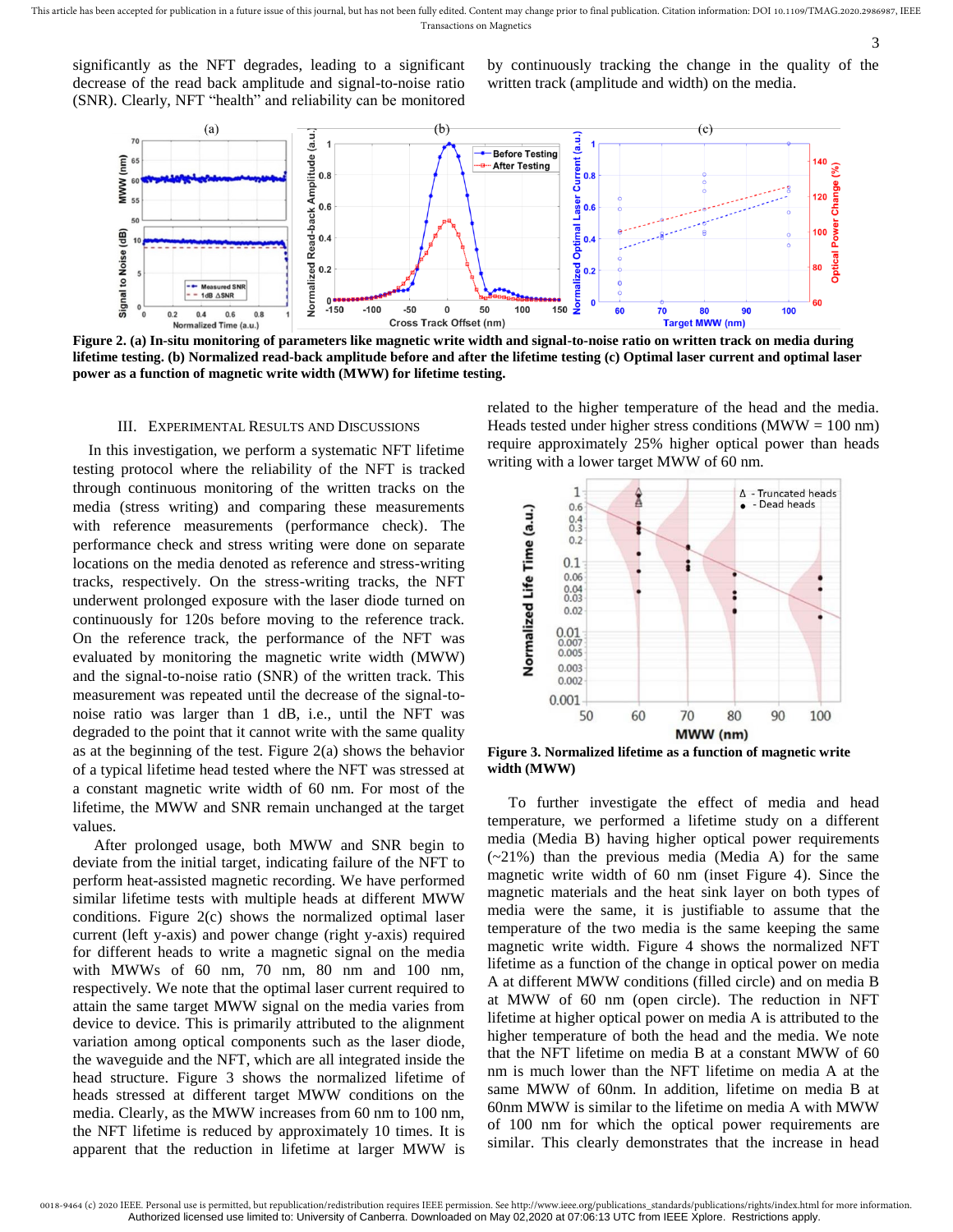significantly as the NFT degrades, leading to a significant decrease of the read back amplitude and signal-to-noise ratio (SNR). Clearly, NFT "health" and reliability can be monitored by continuously tracking the change in the quality of the written track (amplitude and width) on the media.

**Figure 2. (a) In-situ monitoring of parameters like magnetic write width and signal-to-noise ratio on written track on media during lifetime testing. (b) Normalized read-back amplitude before and after the lifetime testing (c) Optimal laser current and optimal laser power as a function of magnetic write width (MWW) for lifetime testing.**

## III. Experimental Results and Discussions

In this investigation, we perform a systematic NFT lifetime testing protocol where the reliability of the NFT is tracked through continuous monitoring of the written tracks on the media (stress writing) and comparing these measurements with reference measurements (performance check). The performance check and stress writing were done on separate locations on the media denoted as reference and stress-writing tracks, respectively. On the stress-writing tracks, the NFT underwent prolonged exposure with the laser diode turned on continuously for 120s before moving to the reference track. On the reference track, the performance of the NFT was evaluated by monitoring the magnetic write width (MWW) and the signal-to-noise ratio (SNR) of the written track. This measurement was repeated until the decrease of the signal-to-noise ratio was larger than 1 dB, i.e., until the NFT was degraded to the point that it cannot write with the same quality as at the beginning of the test. Figure 2(a) shows the behavior of a typical lifetime head tested where the NFT was stressed at a constant magnetic write width of 60 nm. For most of the lifetime, the MWW and SNR remain unchanged at the target values.

After prolonged usage, both MWW and SNR begin to deviate from the initial target, indicating failure of the NFT to perform heat-assisted magnetic recording. We have performed similar lifetime tests with multiple heads at different MWW conditions. Figure 2(c) shows the normalized optimal laser current (left y-axis) and power change (right y-axis) required for different heads to write a magnetic signal on the media with MWWs of 60 nm, 70 nm, 80 nm and 100 nm, respectively. We note that the optimal laser current required to attain the same target MWW signal on the media varies from device to device. This is primarily attributed to the alignment variation among optical components such as the laser diode, the waveguide and the NFT, which are all integrated inside the head structure. Figure 3 shows the normalized lifetime of heads stressed at different target MWW conditions on the media. Clearly, as the MWW increases from 60 nm to 100 nm, the NFT lifetime is reduced by approximately 10 times. It is apparent that the reduction in lifetime at larger MWW is related to the higher temperature of the head and the media. Heads tested under higher stress conditions (MWW = 100 nm) require approximately 25% higher optical power than heads writing with a lower target MWW of 60 nm.

**Figure 3. Normalized lifetime as a function of magnetic write width (MWW)**

To further investigate the effect of media and head temperature, we performed a lifetime study on a different media (Media B) having higher optical power requirements (~21%) than the previous media (Media A) for the same magnetic write width of 60 nm (inset Figure 4). Since the magnetic materials and the heat sink layer on both types of media were the same, it is justifiable to assume that the temperature of the two media is the same keeping the same magnetic write width. Figure 4 shows the normalized NFT lifetime as a function of the change in optical power on media A at different MWW conditions (filled circle) and on media B at MWW of 60 nm (open circle). The reduction in NFT lifetime at higher optical power on media A is attributed to the higher temperature of both the head and the media. We note that the NFT lifetime on media B at a constant MWW of 60 nm is much lower than the NFT lifetime on media A at the same MWW of 60nm. In addition, lifetime on media B at 60nm MWW is similar to the lifetime on media A with MWW of 100 nm for which the optical power requirements are similar. This clearly demonstrates that the increase in head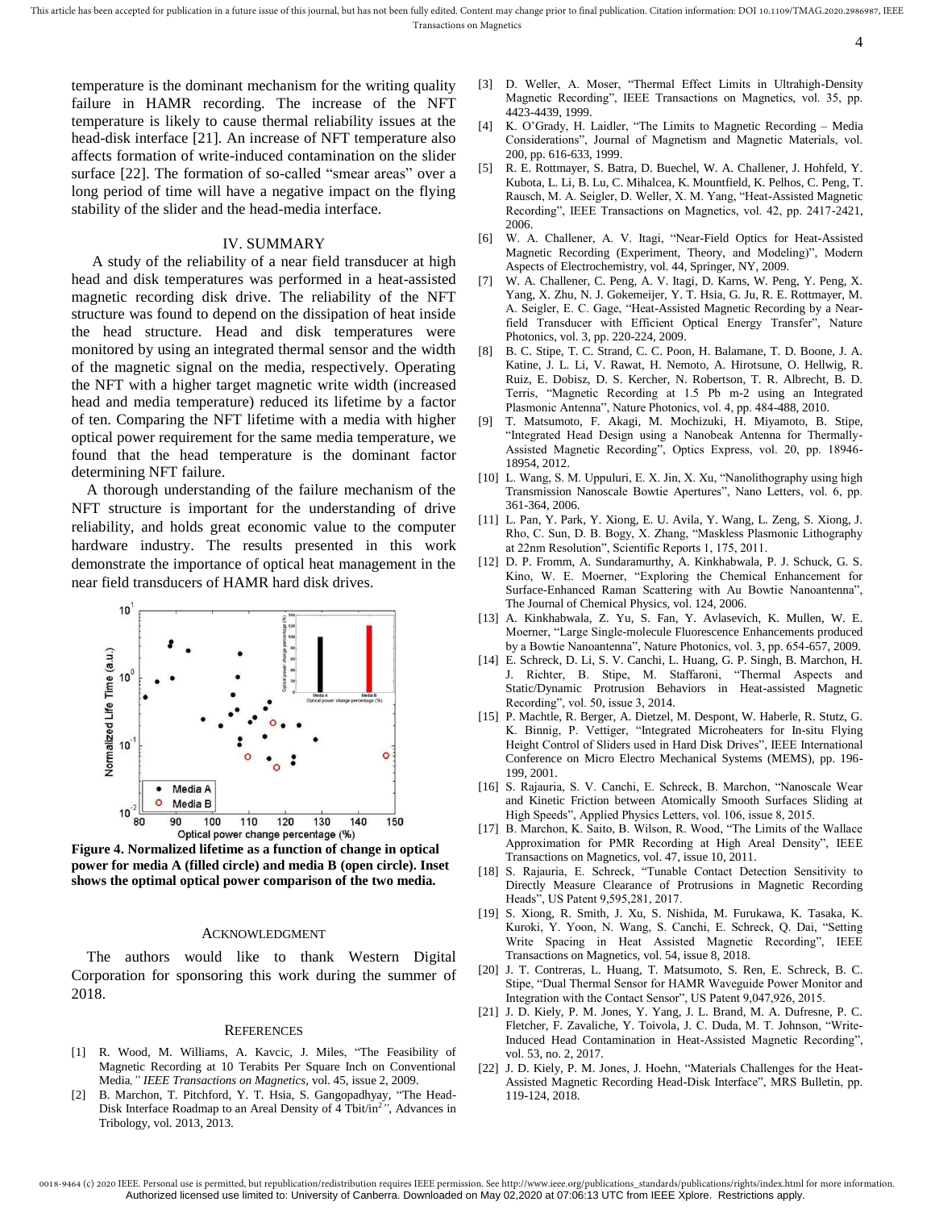temperature is the dominant mechanism for the writing quality failure in HAMR recording. The increase of the NFT temperature is likely to cause thermal reliability issues at the head-disk interface [21]. An increase of NFT temperature also affects formation of write-induced contamination on the slider surface [22]. The formation of so-called "smear areas" over a long period of time will have a negative impact on the flying stability of the slider and the head-media interface.

## IV. SUMMARY

A study of the reliability of a near field transducer at high head and disk temperatures was performed in a heat-assisted magnetic recording disk drive. The reliability of the NFT structure was found to depend on the dissipation of heat inside the head structure. Head and disk temperatures were monitored by using an integrated thermal sensor and the width of the magnetic signal on the media, respectively. Operating the NFT with a higher target magnetic write width (increased head and media temperature) reduced its lifetime by a factor of ten. Comparing the NFT lifetime with a media with higher optical power requirement for the same media temperature, we found that the head temperature is the dominant factor determining NFT failure.

A thorough understanding of the failure mechanism of the NFT structure is important for the understanding of drive reliability, and holds great economic value to the computer hardware industry. The results presented in this work demonstrate the importance of optical heat management in the near field transducers of HAMR hard disk drives.

Normalized Life Time (a.u.)
$10^1$
$10^0$
$10^{-1}$
$10^{-2}$
80 90 100 110 120 130 140 150
Optical power change percentage (%)
Media A
Media B
Optical power change percentage (%)
Media A
Media B

**Figure 4. Normalized lifetime as a function of change in optical power for media A (filled circle) and media B (open circle). Inset shows the optimal optical power comparison of the two media.**

## ACKNOWLEDGMENT

The authors would like to thank Western Digital Corporation for sponsoring this work during the summer of 2018.

## REFERENCES

[1] R. Wood, M. Williams, A. Kavcic, J. Miles, "The Feasibility of Magnetic Recording at 10 Terabits Per Square Inch on Conventional Media," *IEEE Transactions on Magnetics*, vol. 45, issue 2, 2009.

[2] B. Marchon, T. Pitchford, Y. T. Hsia, S. Gangopadhyay, "The Head-Disk Interface Roadmap to an Areal Density of 4 Tbit/in$^2$", Advances in Tribology, vol. 2013, 2013.

[3] D. Weller, A. Moser, "Thermal Effect Limits in Ultrahigh-Density Magnetic Recording", IEEE Transactions on Magnetics, vol. 35, pp. 4423-4439, 1999.

[4] K. O'Grady, H. Laidler, "The Limits to Magnetic Recording – Media Considerations", Journal of Magnetism and Magnetic Materials, vol. 200, pp. 616-633, 1999.

[5] R. E. Rottmayer, S. Batra, D. Buechel, W. A. Challener, J. Hohfeld, Y. Kubota, L. Li, B. Lu, C. Mihalcea, K. Mountfield, K. Pelhos, C. Peng, T. Rausch, M. A. Seigler, D. Weller, X. M. Yang, "Heat-Assisted Magnetic Recording", IEEE Transactions on Magnetics, vol. 42, pp. 2417-2421, 2006.

[6] W. A. Challener, A. V. Itagi, "Near-Field Optics for Heat-Assisted Magnetic Recording (Experiment, Theory, and Modeling)", Modern Aspects of Electrochemistry, vol. 44, Springer, NY, 2009.

[7] W. A. Challener, C. Peng, A. V. Itagi, D. Karns, W. Peng, Y. Peng, X. Yang, X. Zhu, N. J. Gokemeijer, Y. T. Hsia, G. Ju, R. E. Rottmayer, M. A. Seigler, E. C. Gage, "Heat-Assisted Magnetic Recording by a Near-field Transducer with Efficient Optical Energy Transfer", Nature Photonics, vol. 3, pp. 220-224, 2009.

[8] B. C. Stipe, T. C. Strand, C. C. Poon, H. Balamane, T. D. Boone, J. A. Katine, J. L. Li, V. Rawat, H. Nemoto, A. Hirotsune, O. Hellwig, R. Ruiz, E. Dobisz, D. S. Kercher, N. Robertson, T. R. Albrecht, B. D. Terris, "Magnetic Recording at 1.5 Pb m-2 using an Integrated Plasmonic Antenna", Nature Photonics, vol. 4, pp. 484-488, 2010.

[9] T. Matsumoto, F. Akagi, M. Mochizuki, H. Miyamoto, B. Stipe, "Integrated Head Design using a Nanobeak Antenna for Thermally-Assisted Magnetic Recording", Optics Express, vol. 20, pp. 18946-18954, 2012.

[10] L. Wang, S. M. Uppuluri, E. X. Jin, X. Xu, "Nanolithography using high Transmission Nanoscale Bowtie Apertures", Nano Letters, vol. 6, pp. 361-364, 2006.

[11] L. Pan, Y. Park, Y. Xiong, E. U. Avila, Y. Wang, L. Zeng, S. Xiong, J. Rho, C. Sun, D. B. Bogy, X. Zhang, "Maskless Plasmonic Lithography at 22nm Resolution", Scientific Reports 1, 175, 2011.

[12] D. P. Fromm, A. Sundaramurthy, A. Kinkhabwala, P. J. Schuck, G. S. Kino, W. E. Moerner, "Exploring the Chemical Enhancement for Surface-Enhanced Raman Scattering with Au Bowtie Nanoantennas", The Journal of Chemical Physics, vol. 124, 2006.

[13] A. Kinkhabwala, Z. Yu, S. Fan, Y. Avlasevich, K. Mullen, W. E. Moerner, "Large Single-molecule Fluorescence Enhancements produced by a Bowtie Nanoantenna", Nature Photonics, vol. 3, pp. 654-657, 2009.

[14] E. Schreck, D. Li, S. V. Canchi, L. Huang, G. P. Singh, B. Marchon, H. J. Richter, B. Stipe, M. Staffaroni, "Thermal Aspects and Static/Dynamic Protrusion Behaviors in Heat-assisted Magnetic Recording", vol. 50, issue 3, 2014.

[15] P. Machtle, R. Berger, A. Dietzel, M. Despont, W. Haberle, R. Stutz, G. K. Binnig, P. Vettiger, "Integrated Microheaters for In-situ Flying Height Control of Sliders used in Hard Disk Drives", IEEE International Conference on Micro Electro Mechanical Systems (MEMS), pp. 196-199, 2001.

[16] S. Rajauria, S. V. Canchi, E. Schreck, B. Marchon, "Nanoscale Wear and Kinetic Friction between Atomically Smooth Surfaces Sliding at High Speeds", Applied Physics Letters, vol. 106, issue 8, 2015.

[17] B. Marchon, K. Saito, B. Wilson, R. Wood, "The Limits of the Wallace Approximation for PMR Recording at High Areal Density", IEEE Transactions on Magnetics, vol. 47, issue 10, 2011.

[18] S. Rajauria, E. Schreck, "Tunable Contact Detection Sensitivity to Directly Measure Clearance of Protrusions in Magnetic Recording Heads", US Patent 9,595,281, 2017.

[19] S. Xiong, R. Smith, J. Xu, S. Nishida, M. Furukawa, K. Tasaka, K. Kuroki, Y. Yoon, N. Wang, S. Canchi, E. Schreck, Q. Dai, "Setting Write Spacing in Heat Assisted Magnetic Recording", IEEE Transactions on Magnetics, vol. 54, issue 8, 2018.

[20] J. T. Contreras, L. Huang, T. Matsumoto, S. Ren, E. Schreck, B. C. Stipe, "Dual Thermal Sensor for HAMR Waveguide Power Monitor and Integration with the Contact Sensor", US Patent 9,047,926, 2015.

[21] J. D. Kiely, P. M. Jones, Y. Yang, J. L. Brand, M. A. Dufresne, P. C. Fletcher, F. Zavaliche, Y. Toivola, J. C. Duda, M. T. Johnson, "Write-Induced Head Contamination in Heat-Assisted Magnetic Recording", vol. 53, no. 2, 2017.

[22] J. D. Kiely, P. M. Jones, J. Hoehn, "Materials Challenges for the Heat-Assisted Magnetic Recording Head-Disk Interface", MRS Bulletin, pp. 119-124, 2018.